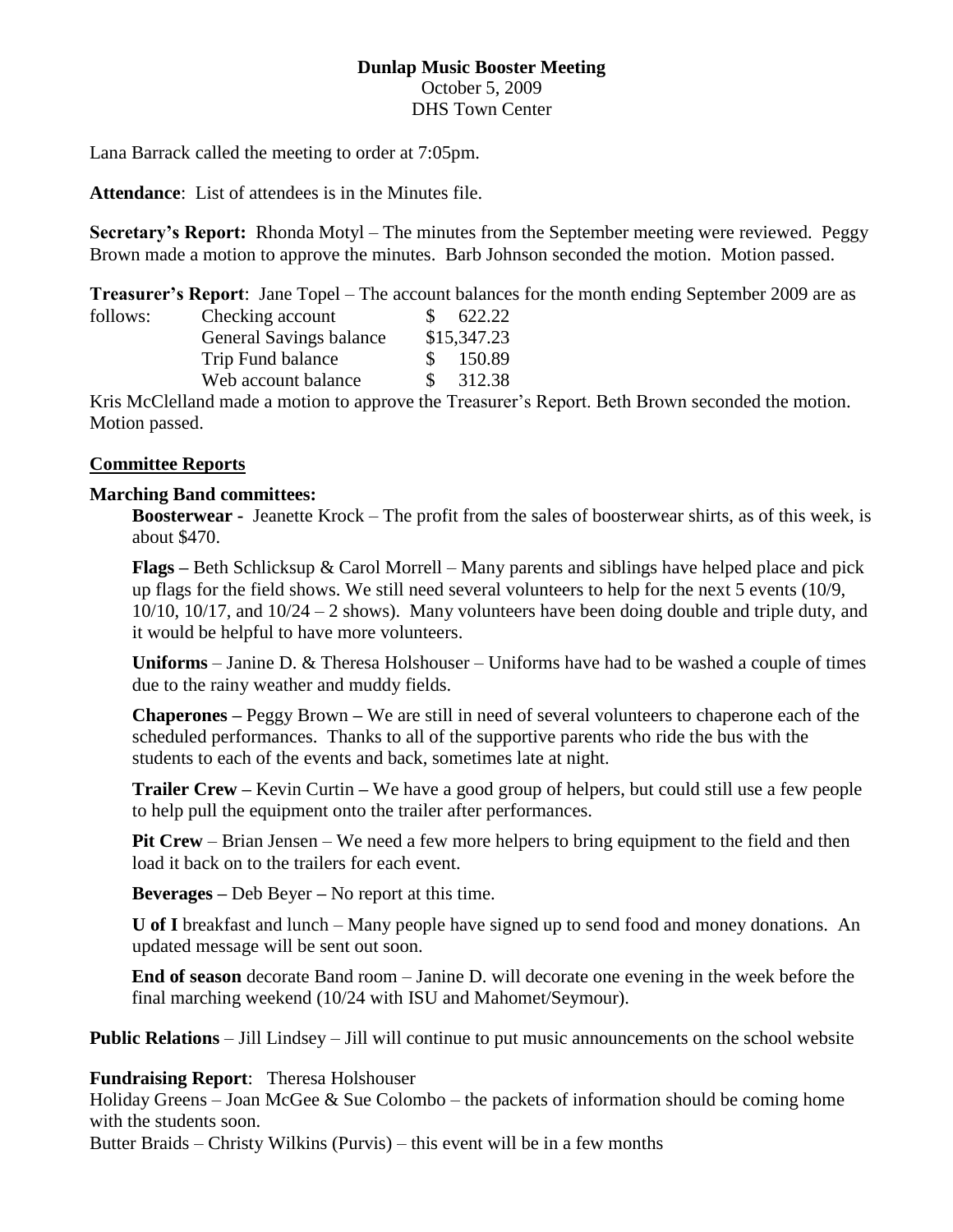**Dunlap Music Booster Meeting**
October 5, 2009
DHS Town Center

Lana Barrack called the meeting to order at 7:05pm.

**Attendance**: List of attendees is in the Minutes file.

**Secretary's Report:** Rhonda Motyl – The minutes from the September meeting were reviewed. Peggy Brown made a motion to approve the minutes. Barb Johnson seconded the motion. Motion passed.

**Treasurer's Report**: Jane Topel – The account balances for the month ending September 2009 are as follows:

| | |
|---|---|
| Checking account | $ 622.22 |
| General Savings balance | $15,347.23 |
| Trip Fund balance | $ 150.89 |
| Web account balance | $ 312.38 |

Kris McClelland made a motion to approve the Treasurer's Report. Beth Brown seconded the motion. Motion passed.

**Committee Reports**

**Marching Band committees:**

**Boosterwear -** Jeanette Krock – The profit from the sales of boosterwear shirts, as of this week, is about $470.

**Flags –** Beth Schlicksup & Carol Morrell – Many parents and siblings have helped place and pick up flags for the field shows. We still need several volunteers to help for the next 5 events (10/9, 10/10, 10/17, and 10/24 – 2 shows). Many volunteers have been doing double and triple duty, and it would be helpful to have more volunteers.

**Uniforms** – Janine D. & Theresa Holshouser – Uniforms have had to be washed a couple of times due to the rainy weather and muddy fields.

**Chaperones –** Peggy Brown **–** We are still in need of several volunteers to chaperone each of the scheduled performances. Thanks to all of the supportive parents who ride the bus with the students to each of the events and back, sometimes late at night.

**Trailer Crew –** Kevin Curtin **–** We have a good group of helpers, but could still use a few people to help pull the equipment onto the trailer after performances.

**Pit Crew** – Brian Jensen – We need a few more helpers to bring equipment to the field and then load it back on to the trailers for each event.

**Beverages –** Deb Beyer **–** No report at this time.

**U of I** breakfast and lunch – Many people have signed up to send food and money donations. An updated message will be sent out soon.

**End of season** decorate Band room – Janine D. will decorate one evening in the week before the final marching weekend (10/24 with ISU and Mahomet/Seymour).

**Public Relations** – Jill Lindsey – Jill will continue to put music announcements on the school website

**Fundraising Report**: Theresa Holshouser
Holiday Greens – Joan McGee & Sue Colombo – the packets of information should be coming home with the students soon.
Butter Braids – Christy Wilkins (Purvis) – this event will be in a few months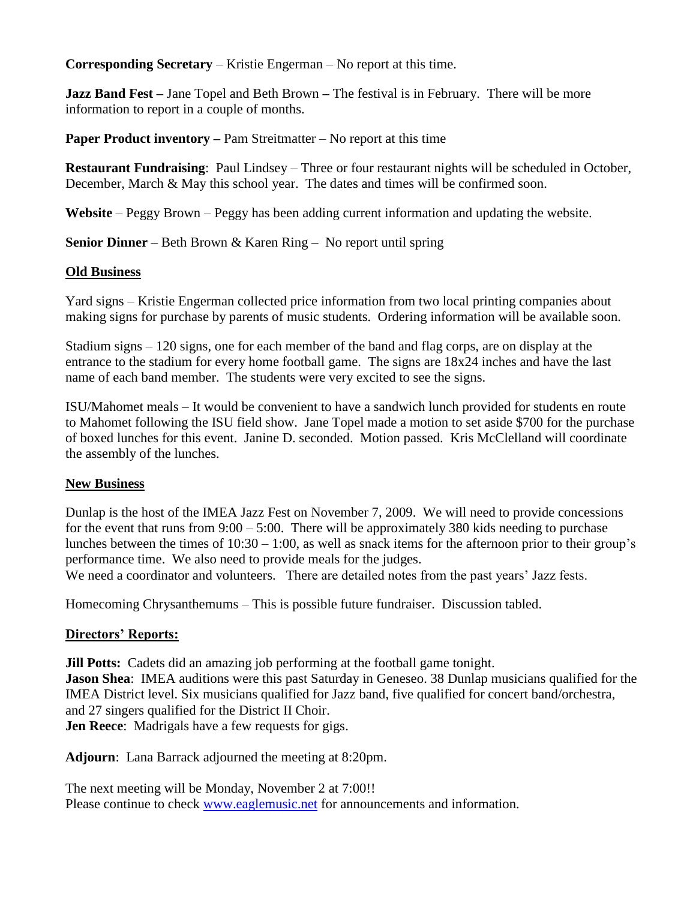**Corresponding Secretary** – Kristie Engerman – No report at this time.

**Jazz Band Fest –** Jane Topel and Beth Brown **–** The festival is in February. There will be more information to report in a couple of months.

**Paper Product inventory –** Pam Streitmatter – No report at this time

**Restaurant Fundraising**: Paul Lindsey – Three or four restaurant nights will be scheduled in October, December, March & May this school year. The dates and times will be confirmed soon.

**Website** – Peggy Brown – Peggy has been adding current information and updating the website.

**Senior Dinner** – Beth Brown & Karen Ring – No report until spring

## Old Business

Yard signs – Kristie Engerman collected price information from two local printing companies about making signs for purchase by parents of music students. Ordering information will be available soon.

Stadium signs – 120 signs, one for each member of the band and flag corps, are on display at the entrance to the stadium for every home football game. The signs are 18x24 inches and have the last name of each band member. The students were very excited to see the signs.

ISU/Mahomet meals – It would be convenient to have a sandwich lunch provided for students en route to Mahomet following the ISU field show. Jane Topel made a motion to set aside $700 for the purchase of boxed lunches for this event. Janine D. seconded. Motion passed. Kris McClelland will coordinate the assembly of the lunches.

## New Business

Dunlap is the host of the IMEA Jazz Fest on November 7, 2009. We will need to provide concessions for the event that runs from 9:00 – 5:00. There will be approximately 380 kids needing to purchase lunches between the times of 10:30 – 1:00, as well as snack items for the afternoon prior to their group's performance time. We also need to provide meals for the judges.
We need a coordinator and volunteers. There are detailed notes from the past years' Jazz fests.

Homecoming Chrysanthemums – This is possible future fundraiser. Discussion tabled.

## Directors' Reports:

**Jill Potts:** Cadets did an amazing job performing at the football game tonight.
**Jason Shea**: IMEA auditions were this past Saturday in Geneseo. 38 Dunlap musicians qualified for the IMEA District level. Six musicians qualified for Jazz band, five qualified for concert band/orchestra, and 27 singers qualified for the District II Choir.
**Jen Reece**: Madrigals have a few requests for gigs.

**Adjourn**: Lana Barrack adjourned the meeting at 8:20pm.

The next meeting will be Monday, November 2 at 7:00!!
Please continue to check [www.eaglemusic.net](http://www.eaglemusic.net) for announcements and information.